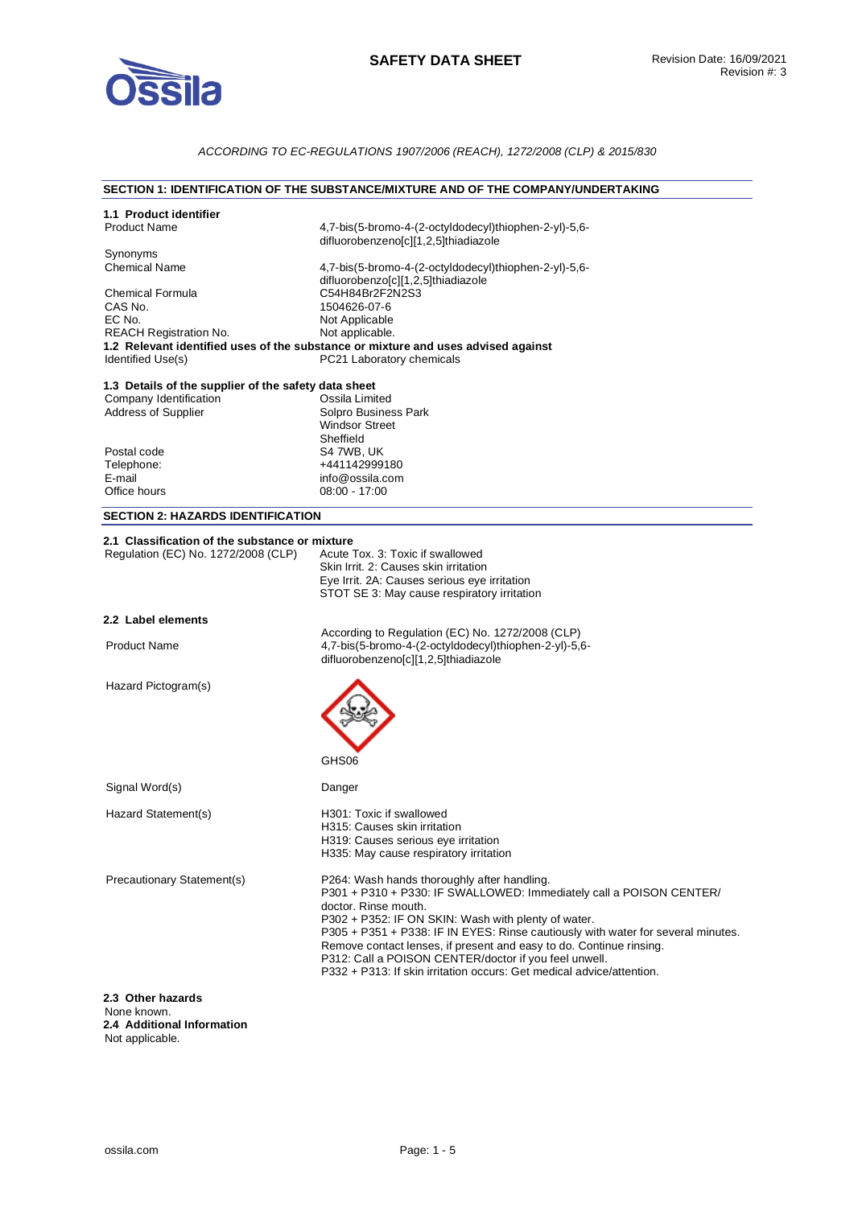# SAFETY DATA SHEET

Revision Date: 16/09/2021
Revision #: 3

*ACCORDING TO EC-REGULATIONS 1907/2006 (REACH), 1272/2008 (CLP) & 2015/830*

## SECTION 1: IDENTIFICATION OF THE SUBSTANCE/MIXTURE AND OF THE COMPANY/UNDERTAKING

**1.1 Product identifier**

| | |
|---|---|
| Product Name | 4,7-bis(5-bromo-4-(2-octyldodecyl)thiophen-2-yl)-5,6-difluorobenzeno[c][1,2,5]thiadiazole |
| Synonyms | |
| Chemical Name | 4,7-bis(5-bromo-4-(2-octyldodecyl)thiophen-2-yl)-5,6-difluorobenzo[c][1,2,5]thiadiazole |
| Chemical Formula | C54H84Br2F2N2S3 |
| CAS No. | 1504626-07-6 |
| EC No. | Not Applicable |
| REACH Registration No. | Not applicable. |

**1.2 Relevant identified uses of the substance or mixture and uses advised against**

| | |
|---|---|
| Identified Use(s) | PC21 Laboratory chemicals |

**1.3 Details of the supplier of the safety data sheet**

| | |
|---|---|
| Company Identification | Ossila Limited |
| Address of Supplier | Solpro Business Park<br>Windsor Street<br>Sheffield |
| Postal code | S4 7WB, UK |
| Telephone: | +441142999180 |
| E-mail | info@ossila.com |
| Office hours | 08:00 - 17:00 |

## SECTION 2: HAZARDS IDENTIFICATION

**2.1 Classification of the substance or mixture**

| | |
|---|---|
| Regulation (EC) No. 1272/2008 (CLP) | Acute Tox. 3: Toxic if swallowed<br>Skin Irrit. 2: Causes skin irritation<br>Eye Irrit. 2A: Causes serious eye irritation<br>STOT SE 3: May cause respiratory irritation |

**2.2 Label elements**

| | |
|---|---|
| | According to Regulation (EC) No. 1272/2008 (CLP) |
| Product Name | 4,7-bis(5-bromo-4-(2-octyldodecyl)thiophen-2-yl)-5,6-difluorobenzeno[c][1,2,5]thiadiazole |
| Hazard Pictogram(s) | GHS06 |
| Signal Word(s) | Danger |
| Hazard Statement(s) | H301: Toxic if swallowed<br>H315: Causes skin irritation<br>H319: Causes serious eye irritation<br>H335: May cause respiratory irritation |
| Precautionary Statement(s) | P264: Wash hands thoroughly after handling.<br>P301 + P310 + P330: IF SWALLOWED: Immediately call a POISON CENTER/ doctor. Rinse mouth.<br>P302 + P352: IF ON SKIN: Wash with plenty of water.<br>P305 + P351 + P338: IF IN EYES: Rinse cautiously with water for several minutes. Remove contact lenses, if present and easy to do. Continue rinsing.<br>P312: Call a POISON CENTER/doctor if you feel unwell.<br>P332 + P313: If skin irritation occurs: Get medical advice/attention. |

**2.3 Other hazards**

None known.

**2.4 Additional Information**

Not applicable.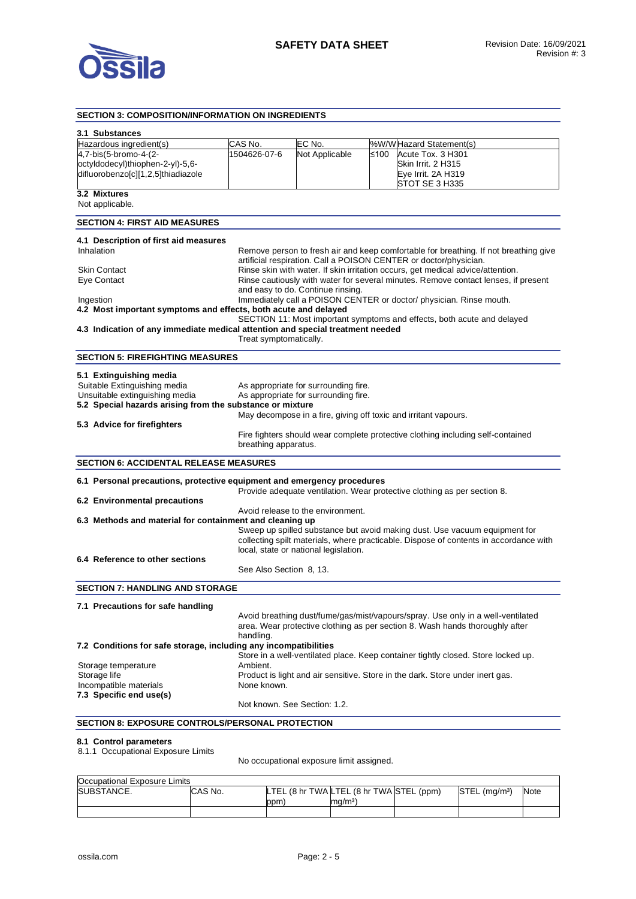## SECTION 3: COMPOSITION/INFORMATION ON INGREDIENTS

### 3.1 Substances

| Hazardous ingredient(s) | CAS No. | EC No. | %W/W | Hazard Statement(s) |
|---|---|---|---|---|
| 4,7-bis(5-bromo-4-(2-octyldodecyl)thiophen-2-yl)-5,6-difluorobenzo[c][1,2,5]thiadiazole | 1504626-07-6 | Not Applicable | ≤100 | Acute Tox. 3 H301<br>Skin Irrit. 2 H315<br>Eye Irrit. 2A H319<br>STOT SE 3 H335 |

### 3.2 Mixtures

Not applicable.

## SECTION 4: FIRST AID MEASURES

### 4.1 Description of first aid measures

**Inhalation:** Remove person to fresh air and keep comfortable for breathing. If not breathing give artificial respiration. Call a POISON CENTER or doctor/physician.

**Skin Contact:** Rinse skin with water. If skin irritation occurs, get medical advice/attention.

**Eye Contact:** Rinse cautiously with water for several minutes. Remove contact lenses, if present and easy to do. Continue rinsing.

**Ingestion:** Immediately call a POISON CENTER or doctor/ physician. Rinse mouth.

### 4.2 Most important symptoms and effects, both acute and delayed

SECTION 11: Most important symptoms and effects, both acute and delayed

### 4.3 Indication of any immediate medical attention and special treatment needed

Treat symptomatically.

## SECTION 5: FIREFIGHTING MEASURES

### 5.1 Extinguishing media

**Suitable Extinguishing media:** As appropriate for surrounding fire.

**Unsuitable extinguishing media:** As appropriate for surrounding fire.

### 5.2 Special hazards arising from the substance or mixture

May decompose in a fire, giving off toxic and irritant vapours.

### 5.3 Advice for firefighters

Fire fighters should wear complete protective clothing including self-contained breathing apparatus.

## SECTION 6: ACCIDENTAL RELEASE MEASURES

### 6.1 Personal precautions, protective equipment and emergency procedures

Provide adequate ventilation. Wear protective clothing as per section 8.

### 6.2 Environmental precautions

Avoid release to the environment.

### 6.3 Methods and material for containment and cleaning up

Sweep up spilled substance but avoid making dust. Use vacuum equipment for collecting spilt materials, where practicable. Dispose of contents in accordance with local, state or national legislation.

### 6.4 Reference to other sections

See Also Section 8, 13.

## SECTION 7: HANDLING AND STORAGE

### 7.1 Precautions for safe handling

Avoid breathing dust/fume/gas/mist/vapours/spray. Use only in a well-ventilated area. Wear protective clothing as per section 8. Wash hands thoroughly after handling.

### 7.2 Conditions for safe storage, including any incompatibilities

Store in a well-ventilated place. Keep container tightly closed. Store locked up.

**Storage temperature:** Ambient.

**Storage life:** Product is light and air sensitive. Store in the dark. Store under inert gas.

**Incompatible materials:** None known.

### 7.3 Specific end use(s)

Not known. See Section: 1.2.

## SECTION 8: EXPOSURE CONTROLS/PERSONAL PROTECTION

### 8.1 Control parameters

8.1.1 Occupational Exposure Limits

No occupational exposure limit assigned.

| Occupational Exposure Limits | | | | | | |
|---|---|---|---|---|---|---|
| SUBSTANCE. | CAS No. | LTEL (8 hr TWA ppm) | LTEL (8 hr TWA mg/m³) | STEL (ppm) | STEL (mg/m³) | Note |
| | | | | | | |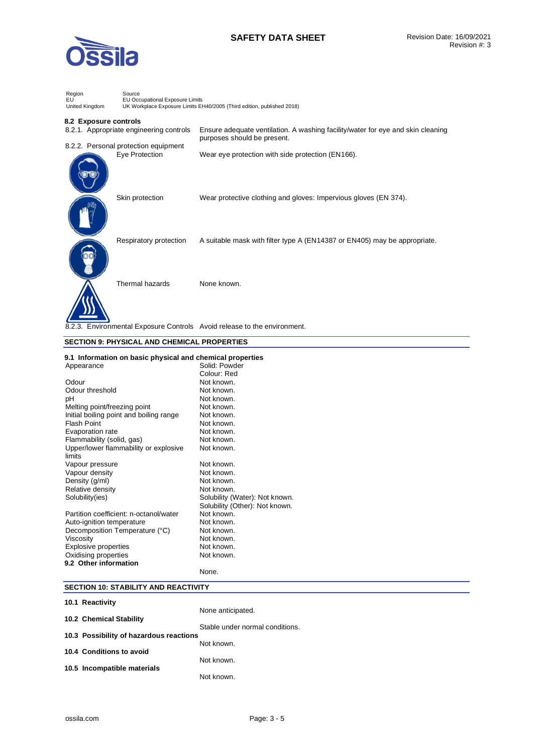| Region | Source |
|---|---|
| EU | EU Occupational Exposure Limits |
| United Kingdom | UK Workplace Exposure Limits EH40/2005 (Third edition, published 2018) |

### 8.2 Exposure controls

8.2.1. Appropriate engineering controls — Ensure adequate ventilation. A washing facility/water for eye and skin cleaning purposes should be present.

8.2.2. Personal protection equipment

| | |
|---|---|
| Eye Protection | Wear eye protection with side protection (EN166). |
| Skin protection | Wear protective clothing and gloves: Impervious gloves (EN 374). |
| Respiratory protection | A suitable mask with filter type A (EN14387 or EN405) may be appropriate. |
| Thermal hazards | None known. |

8.2.3. Environmental Exposure Controls — Avoid release to the environment.

## SECTION 9: PHYSICAL AND CHEMICAL PROPERTIES

### 9.1 Information on basic physical and chemical properties

| | |
|---|---|
| Appearance | Solid: Powder<br>Colour: Red |
| Odour | Not known. |
| Odour threshold | Not known. |
| pH | Not known. |
| Melting point/freezing point | Not known. |
| Initial boiling point and boiling range | Not known. |
| Flash Point | Not known. |
| Evaporation rate | Not known. |
| Flammability (solid, gas) | Not known. |
| Upper/lower flammability or explosive limits | Not known. |
| Vapour pressure | Not known. |
| Vapour density | Not known. |
| Density (g/ml) | Not known. |
| Relative density | Not known. |
| Solubility(ies) | Solubility (Water): Not known.<br>Solubility (Other): Not known. |
| Partition coefficient: n-octanol/water | Not known. |
| Auto-ignition temperature | Not known. |
| Decomposition Temperature (°C) | Not known. |
| Viscosity | Not known. |
| Explosive properties | Not known. |
| Oxidising properties | Not known. |

### 9.2 Other information

None.

## SECTION 10: STABILITY AND REACTIVITY

**10.1 Reactivity**

None anticipated.

**10.2 Chemical Stability**

Stable under normal conditions.

**10.3 Possibility of hazardous reactions**

Not known.

**10.4 Conditions to avoid**

Not known.

**10.5 Incompatible materials**

Not known.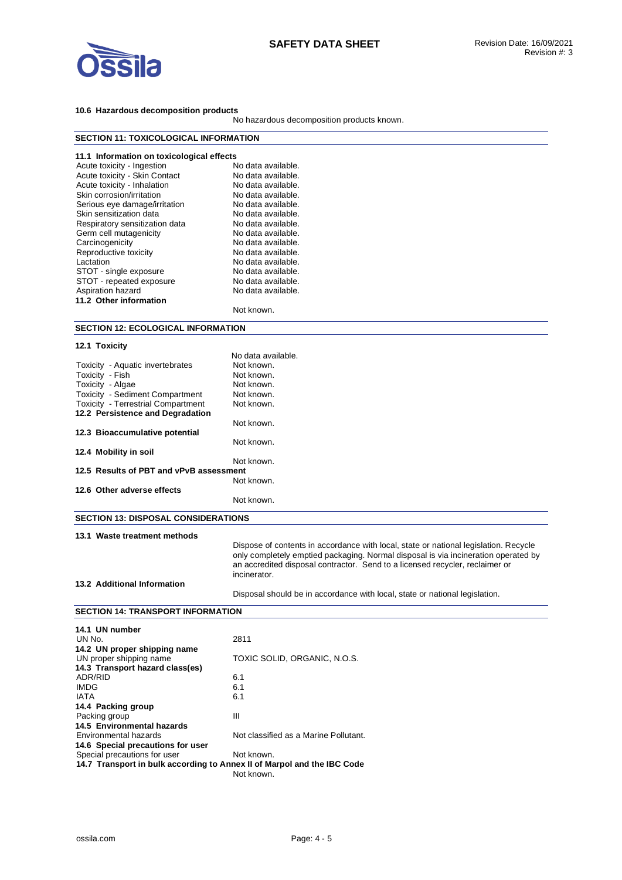### 10.6 Hazardous decomposition products

No hazardous decomposition products known.

## SECTION 11: TOXICOLOGICAL INFORMATION

### 11.1 Information on toxicological effects

| | |
|---|---|
| Acute toxicity - Ingestion | No data available. |
| Acute toxicity - Skin Contact | No data available. |
| Acute toxicity - Inhalation | No data available. |
| Skin corrosion/irritation | No data available. |
| Serious eye damage/irritation | No data available. |
| Skin sensitization data | No data available. |
| Respiratory sensitization data | No data available. |
| Germ cell mutagenicity | No data available. |
| Carcinogenicity | No data available. |
| Reproductive toxicity | No data available. |
| Lactation | No data available. |
| STOT - single exposure | No data available. |
| STOT - repeated exposure | No data available. |
| Aspiration hazard | No data available. |

### 11.2 Other information

Not known.

## SECTION 12: ECOLOGICAL INFORMATION

### 12.1 Toxicity

No data available.

| | |
|---|---|
| Toxicity - Aquatic invertebrates | Not known. |
| Toxicity - Fish | Not known. |
| Toxicity - Algae | Not known. |
| Toxicity - Sediment Compartment | Not known. |
| Toxicity - Terrestrial Compartment | Not known. |

### 12.2 Persistence and Degradation

Not known.

### 12.3 Bioaccumulative potential

Not known.

### 12.4 Mobility in soil

Not known.

### 12.5 Results of PBT and vPvB assessment

Not known.

### 12.6 Other adverse effects

Not known.

## SECTION 13: DISPOSAL CONSIDERATIONS

### 13.1 Waste treatment methods

Dispose of contents in accordance with local, state or national legislation. Recycle only completely emptied packaging. Normal disposal is via incineration operated by an accredited disposal contractor. Send to a licensed recycler, reclaimer or incinerator.

### 13.2 Additional Information

Disposal should be in accordance with local, state or national legislation.

## SECTION 14: TRANSPORT INFORMATION

### 14.1 UN number

| | |
|---|---|
| UN No. | 2811 |

### 14.2 UN proper shipping name

| | |
|---|---|
| UN proper shipping name | TOXIC SOLID, ORGANIC, N.O.S. |

### 14.3 Transport hazard class(es)

| | |
|---|---|
| ADR/RID | 6.1 |
| IMDG | 6.1 |
| IATA | 6.1 |

### 14.4 Packing group

| | |
|---|---|
| Packing group | III |

### 14.5 Environmental hazards

| | |
|---|---|
| Environmental hazards | Not classified as a Marine Pollutant. |

### 14.6 Special precautions for user

| | |
|---|---|
| Special precautions for user | Not known. |

### 14.7 Transport in bulk according to Annex II of Marpol and the IBC Code

Not known.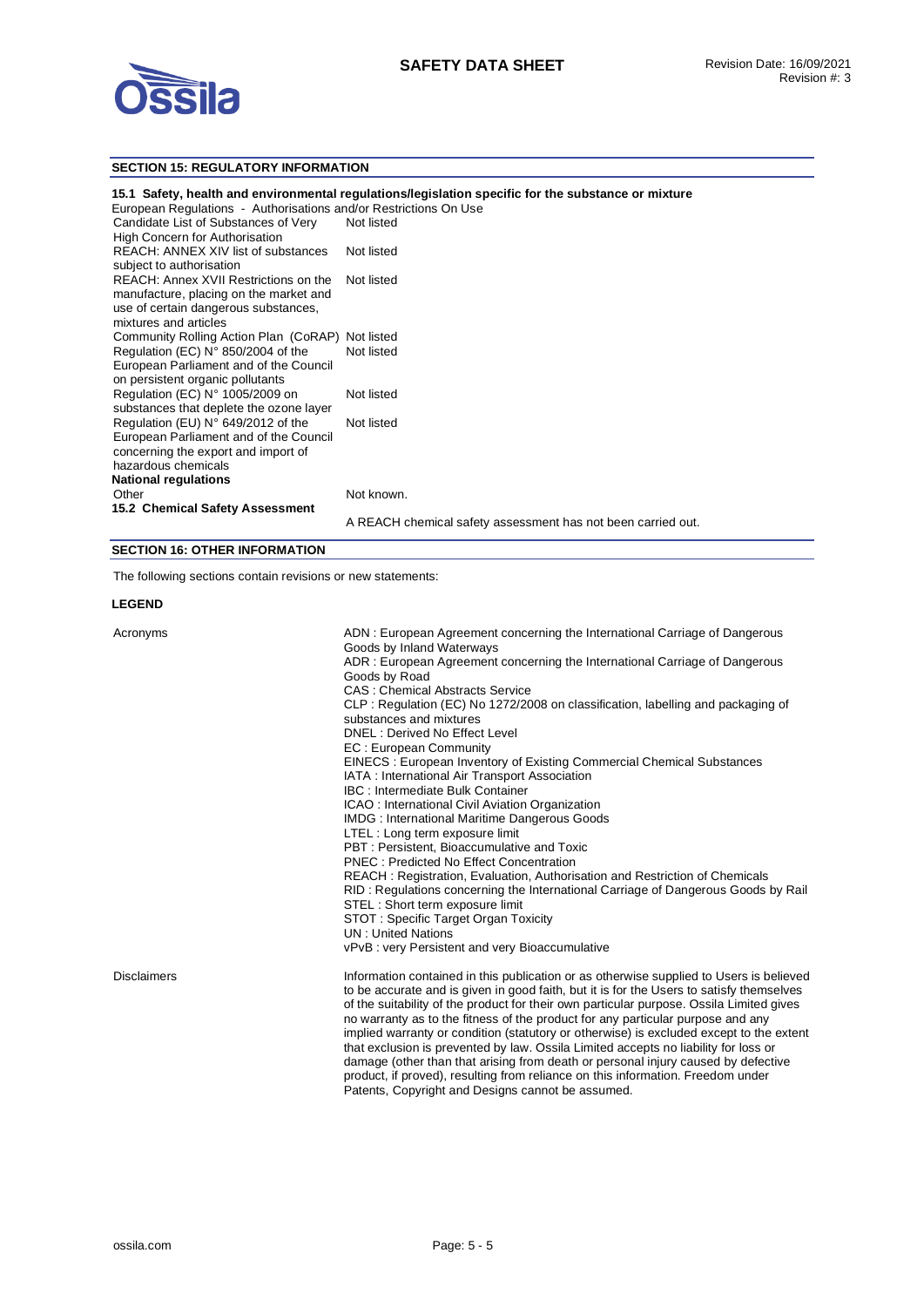## SECTION 15: REGULATORY INFORMATION

### 15.1 Safety, health and environmental regulations/legislation specific for the substance or mixture

European Regulations - Authorisations and/or Restrictions On Use

| | |
|---|---|
| Candidate List of Substances of Very High Concern for Authorisation | Not listed |
| REACH: ANNEX XIV list of substances subject to authorisation | Not listed |
| REACH: Annex XVII Restrictions on the manufacture, placing on the market and use of certain dangerous substances, mixtures and articles | Not listed |
| Community Rolling Action Plan (CoRAP) | Not listed |
| Regulation (EC) N° 850/2004 of the European Parliament and of the Council on persistent organic pollutants | Not listed |
| Regulation (EC) N° 1005/2009 on substances that deplete the ozone layer | Not listed |
| Regulation (EU) N° 649/2012 of the European Parliament and of the Council concerning the export and import of hazardous chemicals | Not listed |

**National regulations**

| | |
|---|---|
| Other | Not known. |

### 15.2 Chemical Safety Assessment

A REACH chemical safety assessment has not been carried out.

## SECTION 16: OTHER INFORMATION

The following sections contain revisions or new statements:

**LEGEND**

Acronyms

ADN : European Agreement concerning the International Carriage of Dangerous Goods by Inland Waterways
ADR : European Agreement concerning the International Carriage of Dangerous Goods by Road
CAS : Chemical Abstracts Service
CLP : Regulation (EC) No 1272/2008 on classification, labelling and packaging of substances and mixtures
DNEL : Derived No Effect Level
EC : European Community
EINECS : European Inventory of Existing Commercial Chemical Substances
IATA : International Air Transport Association
IBC : Intermediate Bulk Container
ICAO : International Civil Aviation Organization
IMDG : International Maritime Dangerous Goods
LTEL : Long term exposure limit
PBT : Persistent, Bioaccumulative and Toxic
PNEC : Predicted No Effect Concentration
REACH : Registration, Evaluation, Authorisation and Restriction of Chemicals
RID : Regulations concerning the International Carriage of Dangerous Goods by Rail
STEL : Short term exposure limit
STOT : Specific Target Organ Toxicity
UN : United Nations
vPvB : very Persistent and very Bioaccumulative

Disclaimers

Information contained in this publication or as otherwise supplied to Users is believed to be accurate and is given in good faith, but it is for the Users to satisfy themselves of the suitability of the product for their own particular purpose. Ossila Limited gives no warranty as to the fitness of the product for any particular purpose and any implied warranty or condition (statutory or otherwise) is excluded except to the extent that exclusion is prevented by law. Ossila Limited accepts no liability for loss or damage (other than that arising from death or personal injury caused by defective product, if proved), resulting from reliance on this information. Freedom under Patents, Copyright and Designs cannot be assumed.